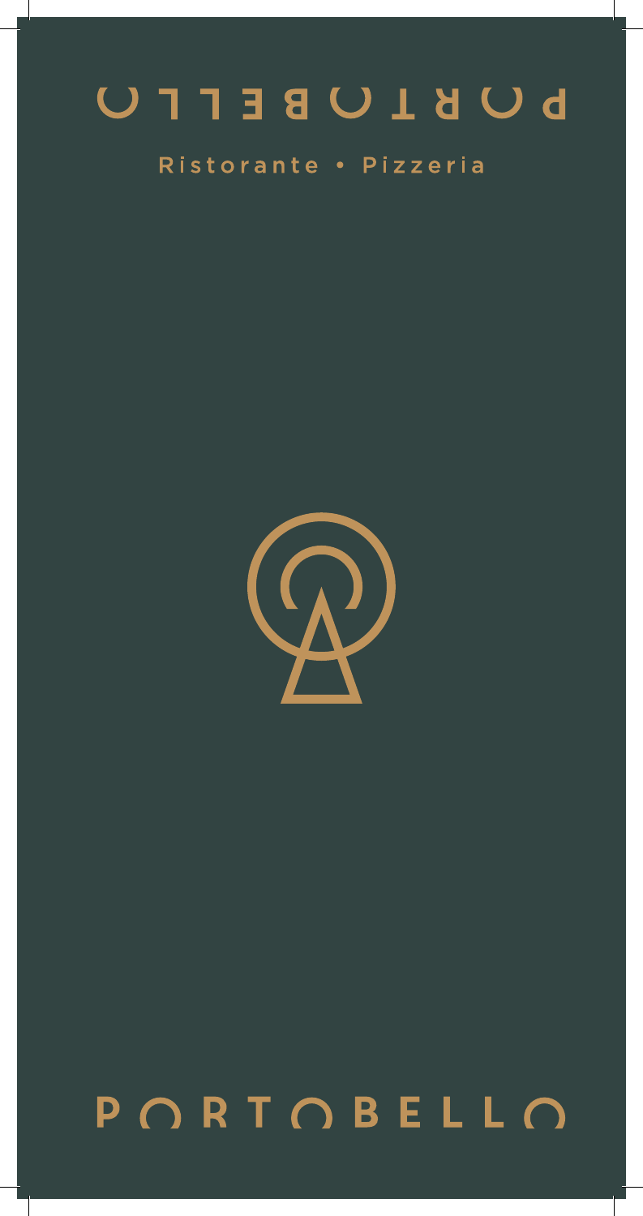# PORTOBELLO

Ristorante • Pizzeria

# PORTOBELLO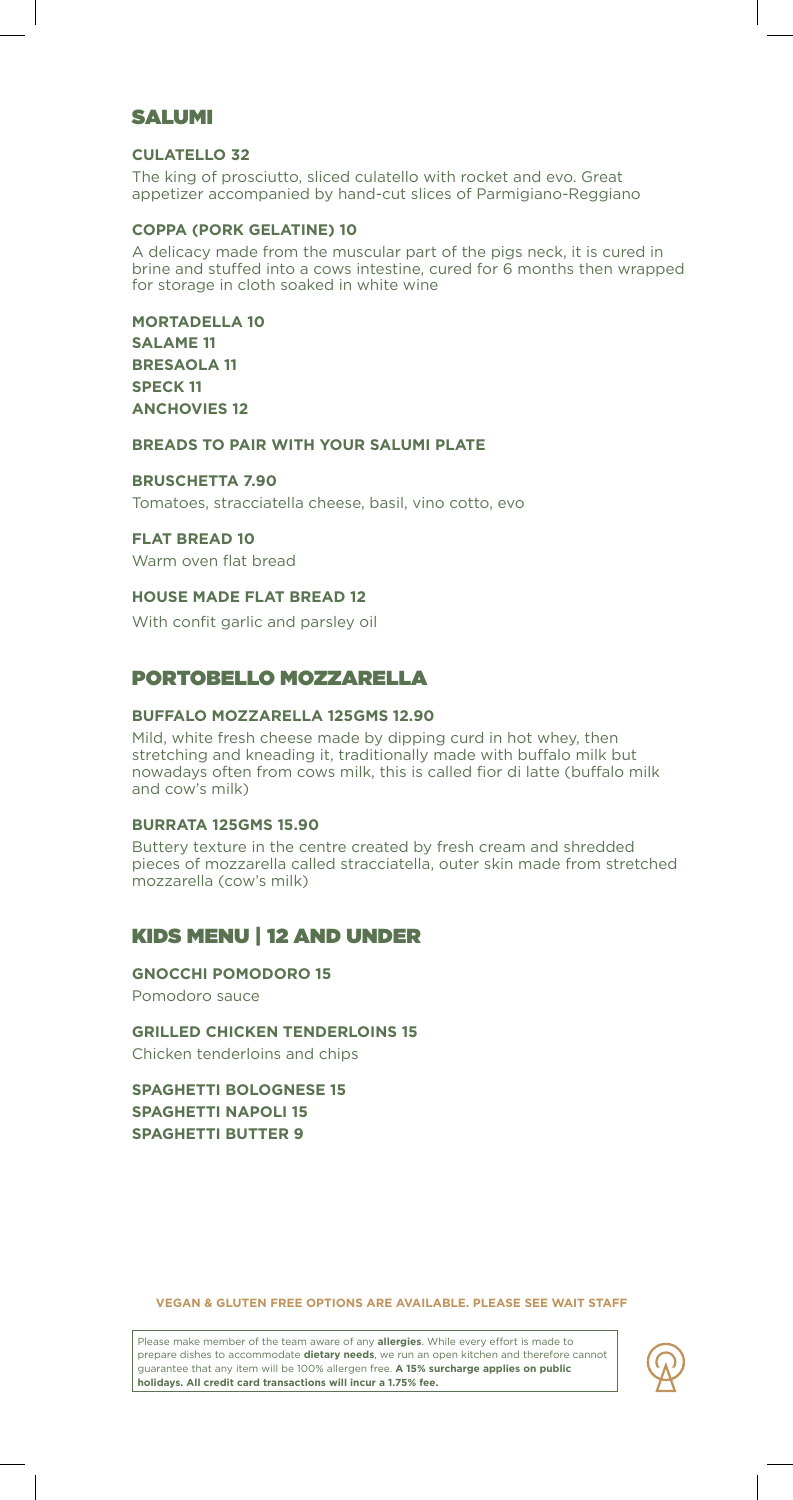## SALUMI

**CULATELLO 32**

The king of prosciutto, sliced culatello with rocket and evo. Great appetizer accompanied by hand-cut slices of Parmigiano-Reggiano

**COPPA (PORK GELATINE) 10**

A delicacy made from the muscular part of the pigs neck, it is cured in brine and stuffed into a cows intestine, cured for 6 months then wrapped for storage in cloth soaked in white wine

**MORTADELLA 10**
**SALAME 11**
**BRESAOLA 11**
**SPECK 11**
**ANCHOVIES 12**

**BREADS TO PAIR WITH YOUR SALUMI PLATE**

**BRUSCHETTA 7.90**

Tomatoes, stracciatella cheese, basil, vino cotto, evo

**FLAT BREAD 10**

Warm oven flat bread

**HOUSE MADE FLAT BREAD 12**

With confit garlic and parsley oil

## PORTOBELLO MOZZARELLA

**BUFFALO MOZZARELLA 125GMS 12.90**

Mild, white fresh cheese made by dipping curd in hot whey, then stretching and kneading it, traditionally made with buffalo milk but nowadays often from cows milk, this is called fior di latte (buffalo milk and cow's milk)

**BURRATA 125GMS 15.90**

Buttery texture in the centre created by fresh cream and shredded pieces of mozzarella called stracciatella, outer skin made from stretched mozzarella (cow's milk)

## KIDS MENU | 12 AND UNDER

**GNOCCHI POMODORO 15**

Pomodoro sauce

**GRILLED CHICKEN TENDERLOINS 15**

Chicken tenderloins and chips

**SPAGHETTI BOLOGNESE 15**
**SPAGHETTI NAPOLI 15**
**SPAGHETTI BUTTER 9**

**VEGAN & GLUTEN FREE OPTIONS ARE AVAILABLE. PLEASE SEE WAIT STAFF**

Please make member of the team aware of any **allergies**. While every effort is made to prepare dishes to accommodate **dietary needs**, we run an open kitchen and therefore cannot guarantee that any item will be 100% allergen free. **A 15% surcharge applies on public holidays. All credit card transactions will incur a 1.75% fee.**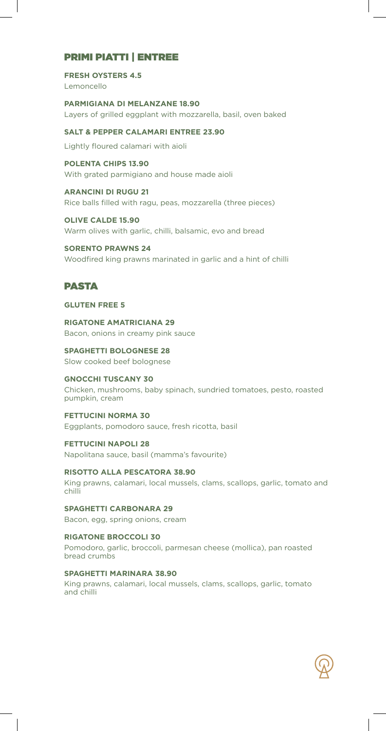## PRIMI PIATTI | ENTREE

**FRESH OYSTERS 4.5**
Lemoncello

**PARMIGIANA DI MELANZANE 18.90**
Layers of grilled eggplant with mozzarella, basil, oven baked

**SALT & PEPPER CALAMARI ENTREE 23.90**
Lightly floured calamari with aioli

**POLENTA CHIPS 13.90**
With grated parmigiano and house made aioli

**ARANCINI DI RUGU 21**
Rice balls filled with ragu, peas, mozzarella (three pieces)

**OLIVE CALDE 15.90**
Warm olives with garlic, chilli, balsamic, evo and bread

**SORENTO PRAWNS 24**
Woodfired king prawns marinated in garlic and a hint of chilli

## PASTA

**GLUTEN FREE 5**

**RIGATONE AMATRICIANA 29**
Bacon, onions in creamy pink sauce

**SPAGHETTI BOLOGNESE 28**
Slow cooked beef bolognese

**GNOCCHI TUSCANY 30**
Chicken, mushrooms, baby spinach, sundried tomatoes, pesto, roasted pumpkin, cream

**FETTUCINI NORMA 30**
Eggplants, pomodoro sauce, fresh ricotta, basil

**FETTUCINI NAPOLI 28**
Napolitana sauce, basil (mamma's favourite)

**RISOTTO ALLA PESCATORA 38.90**
King prawns, calamari, local mussels, clams, scallops, garlic, tomato and chilli

**SPAGHETTI CARBONARA 29**
Bacon, egg, spring onions, cream

**RIGATONE BROCCOLI 30**
Pomodoro, garlic, broccoli, parmesan cheese (mollica), pan roasted bread crumbs

**SPAGHETTI MARINARA 38.90**
King prawns, calamari, local mussels, clams, scallops, garlic, tomato and chilli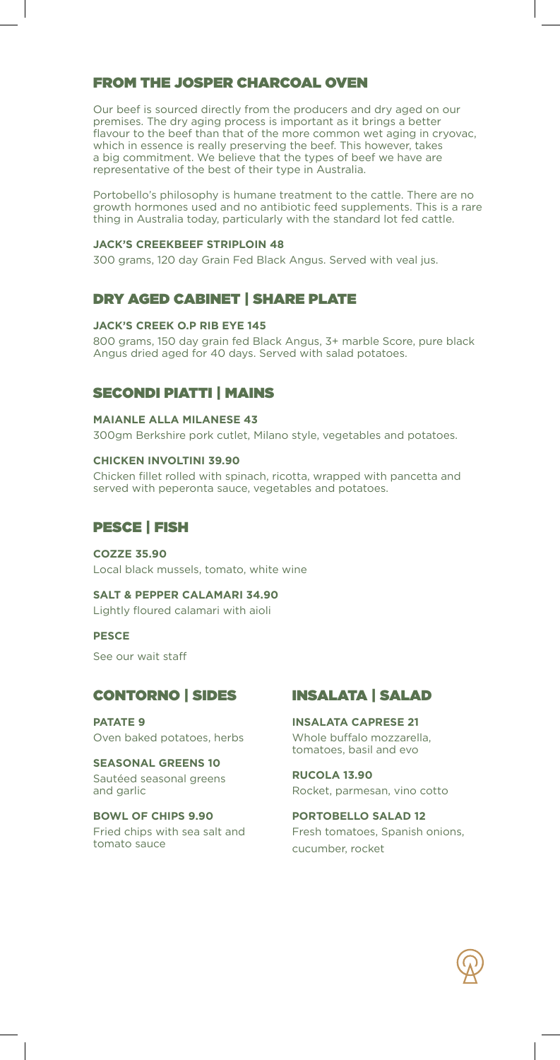## FROM THE JOSPER CHARCOAL OVEN

Our beef is sourced directly from the producers and dry aged on our premises. The dry aging process is important as it brings a better flavour to the beef than that of the more common wet aging in cryovac, which in essence is really preserving the beef. This however, takes a big commitment. We believe that the types of beef we have are representative of the best of their type in Australia.

Portobello's philosophy is humane treatment to the cattle. There are no growth hormones used and no antibiotic feed supplements. This is a rare thing in Australia today, particularly with the standard lot fed cattle.

**JACK'S CREEKBEEF STRIPLOIN 48**

300 grams, 120 day Grain Fed Black Angus. Served with veal jus.

## DRY AGED CABINET | SHARE PLATE

**JACK'S CREEK O.P RIB EYE 145**

800 grams, 150 day grain fed Black Angus, 3+ marble Score, pure black Angus dried aged for 40 days. Served with salad potatoes.

## SECONDI PIATTI | MAINS

**MAIANLE ALLA MILANESE 43**

300gm Berkshire pork cutlet, Milano style, vegetables and potatoes.

**CHICKEN INVOLTINI 39.90**

Chicken fillet rolled with spinach, ricotta, wrapped with pancetta and served with peperonta sauce, vegetables and potatoes.

## PESCE | FISH

**COZZE 35.90**

Local black mussels, tomato, white wine

**SALT & PEPPER CALAMARI 34.90**

Lightly floured calamari with aioli

**PESCE**

See our wait staff

## CONTORNO | SIDES

**PATATE 9**

Oven baked potatoes, herbs

**SEASONAL GREENS 10**

Sautéed seasonal greens and garlic

**BOWL OF CHIPS 9.90**

Fried chips with sea salt and tomato sauce

## INSALATA | SALAD

**INSALATA CAPRESE 21**

Whole buffalo mozzarella, tomatoes, basil and evo

**RUCOLA 13.90**

Rocket, parmesan, vino cotto

**PORTOBELLO SALAD 12**

Fresh tomatoes, Spanish onions, cucumber, rocket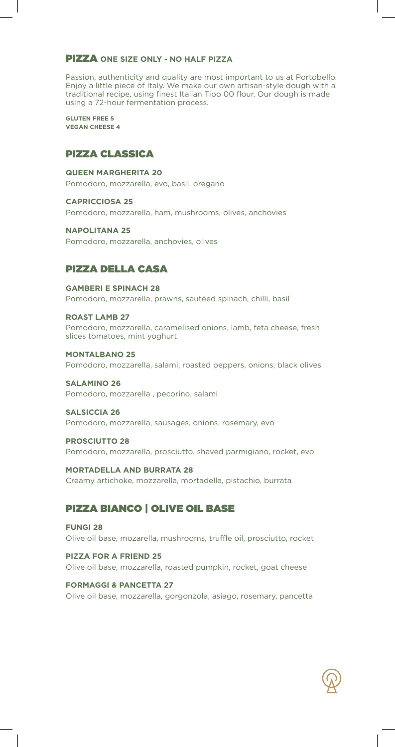# PIZZA ONE SIZE ONLY - NO HALF PIZZA

Passion, authenticity and quality are most important to us at Portobello. Enjoy a little piece of Italy. We make our own artisan-style dough with a traditional recipe, using finest Italian Tipo 00 flour. Our dough is made using a 72-hour fermentation process.

**GLUTEN FREE 5**
**VEGAN CHEESE 4**

## PIZZA CLASSICA

**QUEEN MARGHERITA 20**
Pomodoro, mozzarella, evo, basil, oregano

**CAPRICCIOSA 25**
Pomodoro, mozzarella, ham, mushrooms, olives, anchovies

**NAPOLITANA 25**
Pomodoro, mozzarella, anchovies, olives

## PIZZA DELLA CASA

**GAMBERI E SPINACH 28**
Pomodoro, mozzarella, prawns, sautéed spinach, chilli, basil

**ROAST LAMB 27**
Pomodoro, mozzarella, caramelised onions, lamb, feta cheese, fresh slices tomatoes, mint yoghurt

**MONTALBANO 25**
Pomodoro, mozzarella, salami, roasted peppers, onions, black olives

**SALAMINO 26**
Pomodoro, mozzarella , pecorino, salami

**SALSICCIA 26**
Pomodoro, mozzarella, sausages, onions, rosemary, evo

**PROSCIUTTO 28**
Pomodoro, mozzarella, prosciutto, shaved parmigiano, rocket, evo

**MORTADELLA AND BURRATA 28**
Creamy artichoke, mozzarella, mortadella, pistachio, burrata

## PIZZA BIANCO | OLIVE OIL BASE

**FUNGI 28**
Olive oil base, mozarella, mushrooms, truffle oil, prosciutto, rocket

**PIZZA FOR A FRIEND 25**
Olive oil base, mozzarella, roasted pumpkin, rocket, goat cheese

**FORMAGGI & PANCETTA 27**
Olive oil base, mozzarella, gorgonzola, asiago, rosemary, pancetta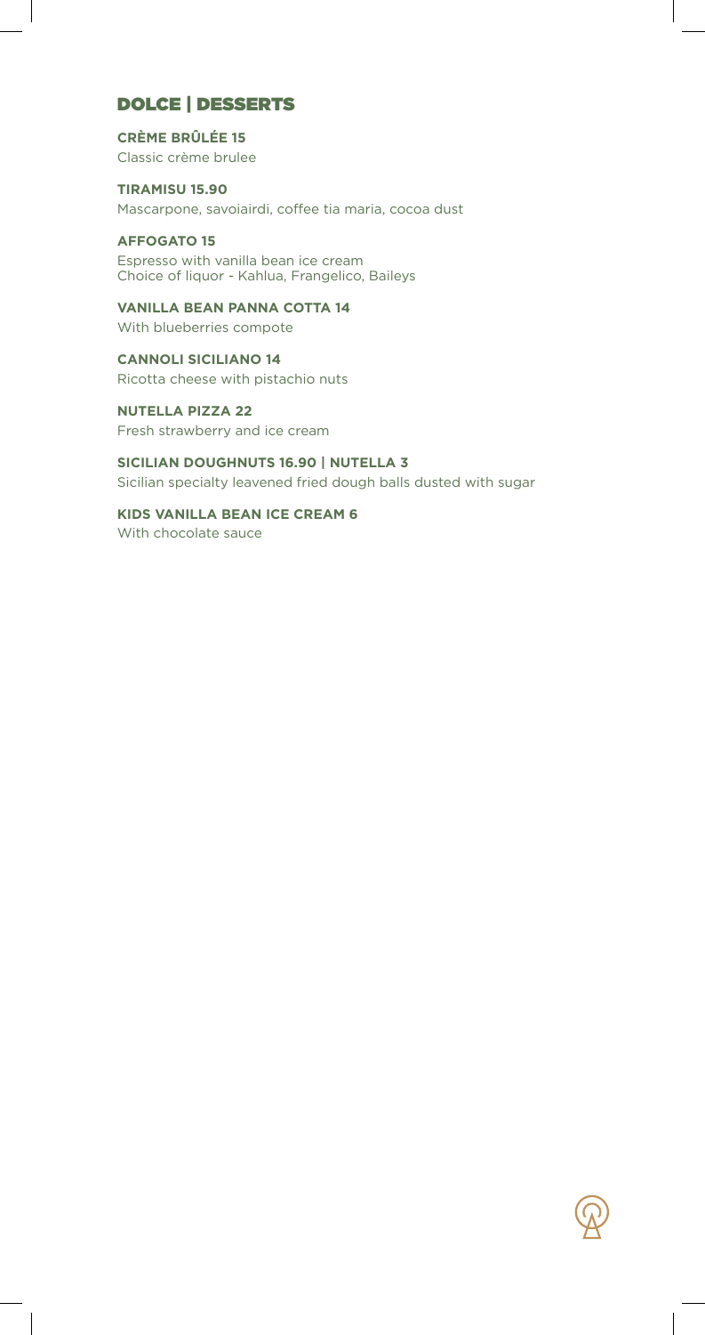## DOLCE | DESSERTS

**CRÈME BRÛLÉE 15**
Classic crème brulee

**TIRAMISU 15.90**
Mascarpone, savoiairdi, coffee tia maria, cocoa dust

**AFFOGATO 15**
Espresso with vanilla bean ice cream
Choice of liquor - Kahlua, Frangelico, Baileys

**VANILLA BEAN PANNA COTTA 14**
With blueberries compote

**CANNOLI SICILIANO 14**
Ricotta cheese with pistachio nuts

**NUTELLA PIZZA 22**
Fresh strawberry and ice cream

**SICILIAN DOUGHNUTS 16.90 | NUTELLA 3**
Sicilian specialty leavened fried dough balls dusted with sugar

**KIDS VANILLA BEAN ICE CREAM 6**
With chocolate sauce